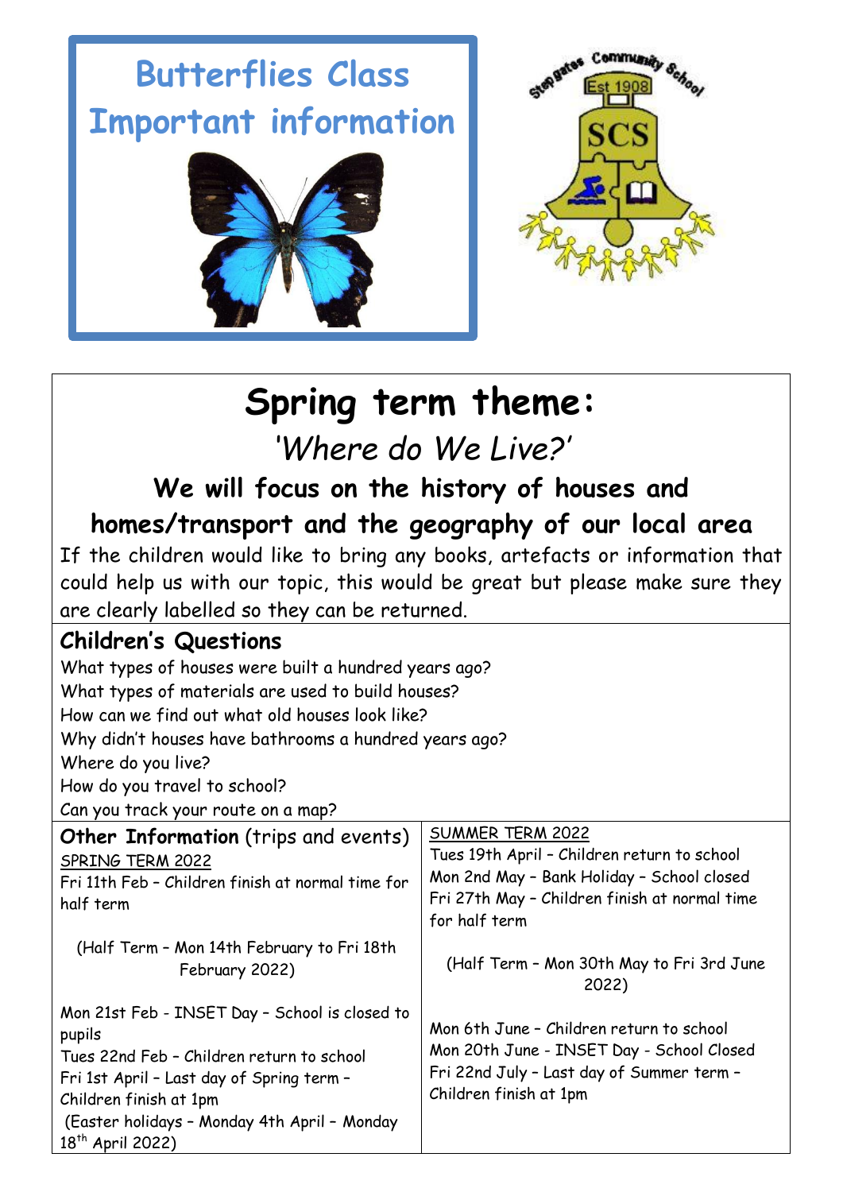# Butterflies Class Important information

Stepgates Community School Est 1908 SCS

# Spring term theme:

*'Where do We Live?'*

## We will focus on the history of houses and homes/transport and the geography of our local area

If the children would like to bring any books, artefacts or information that could help us with our topic, this would be great but please make sure they are clearly labelled so they can be returned.

### Children's Questions

What types of houses were built a hundred years ago?
What types of materials are used to build houses?
How can we find out what old houses look like?
Why didn't houses have bathrooms a hundred years ago?
Where do you live?
How do you travel to school?
Can you track your route on a map?

### Other Information (trips and events)

SPRING TERM 2022

Fri 11th Feb – Children finish at normal time for half term

(Half Term – Mon 14th February to Fri 18th February 2022)

Mon 21st Feb - INSET Day – School is closed to pupils
Tues 22nd Feb – Children return to school
Fri 1st April – Last day of Spring term – Children finish at 1pm
(Easter holidays – Monday 4th April – Monday 18th April 2022)

SUMMER TERM 2022

Tues 19th April – Children return to school
Mon 2nd May – Bank Holiday – School closed
Fri 27th May – Children finish at normal time for half term

(Half Term – Mon 30th May to Fri 3rd June 2022)

Mon 6th June – Children return to school
Mon 20th June - INSET Day - School Closed
Fri 22nd July – Last day of Summer term – Children finish at 1pm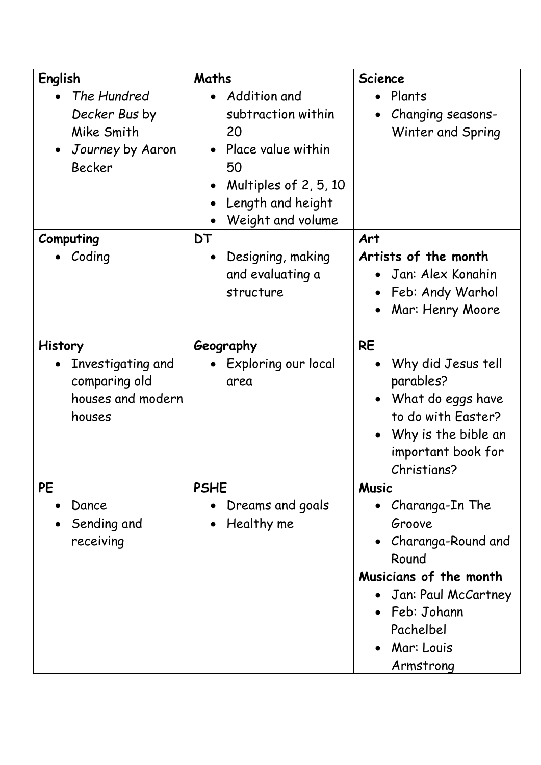| **English** | **Maths** | **Science** |
|---|---|---|
| • *The Hundred Decker Bus* by Mike Smith<br>• *Journey* by Aaron Becker | • Addition and subtraction within 20<br>• Place value within 50<br>• Multiples of 2, 5, 10<br>• Length and height<br>• Weight and volume | • Plants<br>• Changing seasons- Winter and Spring |
| **Computing**<br>• Coding | **DT**<br>• Designing, making and evaluating a structure | **Art**<br>**Artists of the month**<br>• Jan: Alex Konahin<br>• Feb: Andy Warhol<br>• Mar: Henry Moore |
| **History**<br>• Investigating and comparing old houses and modern houses | **Geography**<br>• Exploring our local area | **RE**<br>• Why did Jesus tell parables?<br>• What do eggs have to do with Easter?<br>• Why is the bible an important book for Christians? |
| **PE**<br>• Dance<br>• Sending and receiving | **PSHE**<br>• Dreams and goals<br>• Healthy me | **Music**<br>• Charanga-In The Groove<br>• Charanga-Round and Round<br>**Musicians of the month**<br>• Jan: Paul McCartney<br>• Feb: Johann Pachelbel<br>• Mar: Louis Armstrong |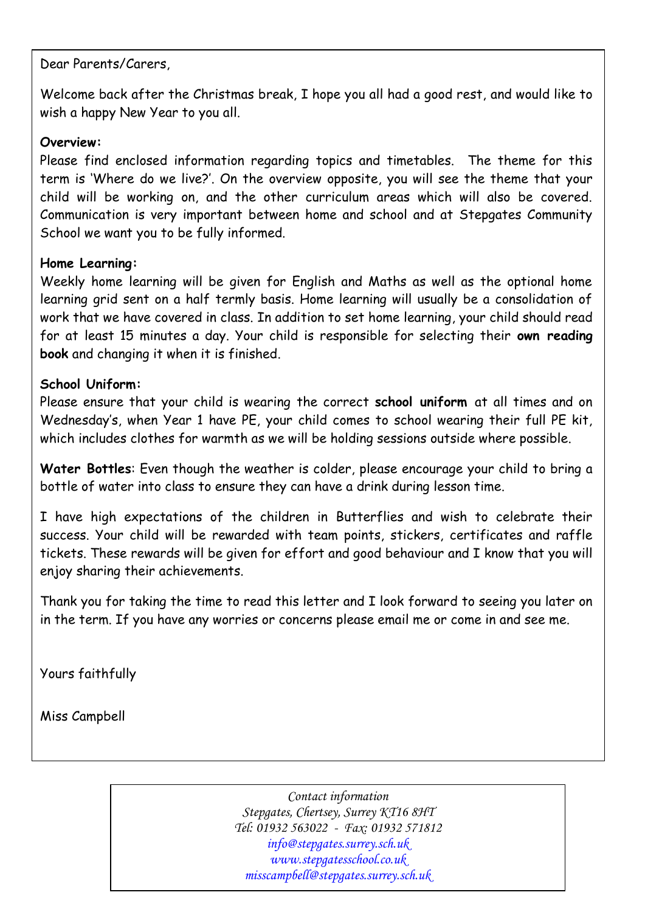Dear Parents/Carers,

Welcome back after the Christmas break, I hope you all had a good rest, and would like to wish a happy New Year to you all.

**Overview:**
Please find enclosed information regarding topics and timetables. The theme for this term is 'Where do we live?'. On the overview opposite, you will see the theme that your child will be working on, and the other curriculum areas which will also be covered. Communication is very important between home and school and at Stepgates Community School we want you to be fully informed.

**Home Learning:**
Weekly home learning will be given for English and Maths as well as the optional home learning grid sent on a half termly basis. Home learning will usually be a consolidation of work that we have covered in class. In addition to set home learning, your child should read for at least 15 minutes a day. Your child is responsible for selecting their **own reading book** and changing it when it is finished.

**School Uniform:**
Please ensure that your child is wearing the correct **school uniform** at all times and on Wednesday's, when Year 1 have PE, your child comes to school wearing their full PE kit, which includes clothes for warmth as we will be holding sessions outside where possible.

**Water Bottles**: Even though the weather is colder, please encourage your child to bring a bottle of water into class to ensure they can have a drink during lesson time.

I have high expectations of the children in Butterflies and wish to celebrate their success. Your child will be rewarded with team points, stickers, certificates and raffle tickets. These rewards will be given for effort and good behaviour and I know that you will enjoy sharing their achievements.

Thank you for taking the time to read this letter and I look forward to seeing you later on in the term. If you have any worries or concerns please email me or come in and see me.

Yours faithfully

Miss Campbell

*Contact information*
*Stepgates, Chertsey, Surrey KT16 8HT*
*Tel: 01932 563022 - Fax: 01932 571812*
*info@stepgates.surrey.sch.uk*
*www.stepgatesschool.co.uk*
*misscampbell@stepgates.surrey.sch.uk*